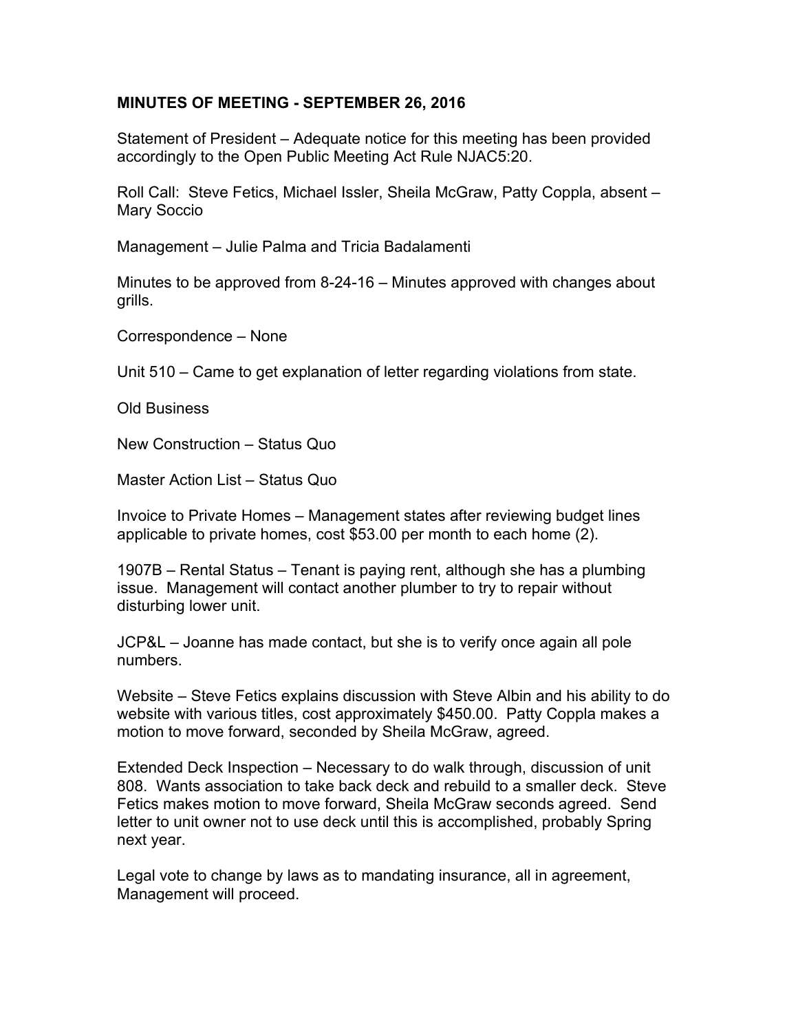**MINUTES OF MEETING - SEPTEMBER 26, 2016**

Statement of President – Adequate notice for this meeting has been provided accordingly to the Open Public Meeting Act Rule NJAC5:20.

Roll Call: Steve Fetics, Michael Issler, Sheila McGraw, Patty Coppla, absent – Mary Soccio

Management – Julie Palma and Tricia Badalamenti

Minutes to be approved from 8-24-16 – Minutes approved with changes about grills.

Correspondence – None

Unit 510 – Came to get explanation of letter regarding violations from state.

Old Business

New Construction – Status Quo

Master Action List – Status Quo

Invoice to Private Homes – Management states after reviewing budget lines applicable to private homes, cost $53.00 per month to each home (2).

1907B – Rental Status – Tenant is paying rent, although she has a plumbing issue. Management will contact another plumber to try to repair without disturbing lower unit.

JCP&L – Joanne has made contact, but she is to verify once again all pole numbers.

Website – Steve Fetics explains discussion with Steve Albin and his ability to do website with various titles, cost approximately $450.00. Patty Coppla makes a motion to move forward, seconded by Sheila McGraw, agreed.

Extended Deck Inspection – Necessary to do walk through, discussion of unit 808. Wants association to take back deck and rebuild to a smaller deck. Steve Fetics makes motion to move forward, Sheila McGraw seconds agreed. Send letter to unit owner not to use deck until this is accomplished, probably Spring next year.

Legal vote to change by laws as to mandating insurance, all in agreement, Management will proceed.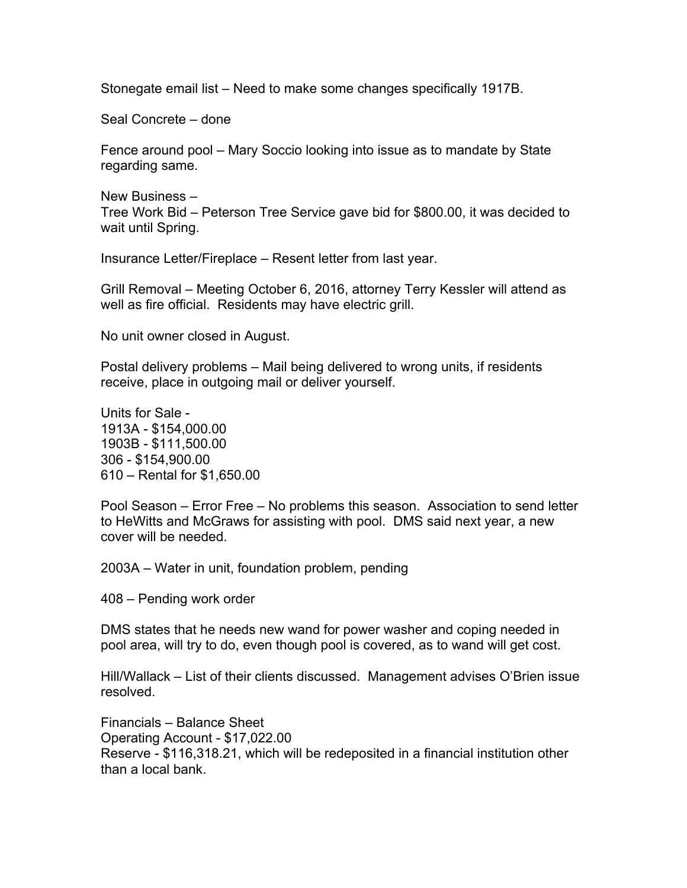Stonegate email list – Need to make some changes specifically 1917B.

Seal Concrete – done

Fence around pool – Mary Soccio looking into issue as to mandate by State regarding same.

New Business –
Tree Work Bid – Peterson Tree Service gave bid for $800.00, it was decided to wait until Spring.

Insurance Letter/Fireplace – Resent letter from last year.

Grill Removal – Meeting October 6, 2016, attorney Terry Kessler will attend as well as fire official. Residents may have electric grill.

No unit owner closed in August.

Postal delivery problems – Mail being delivered to wrong units, if residents receive, place in outgoing mail or deliver yourself.

Units for Sale -
1913A - $154,000.00
1903B - $111,500.00
306 - $154,900.00
610 – Rental for $1,650.00

Pool Season – Error Free – No problems this season. Association to send letter to HeWitts and McGraws for assisting with pool. DMS said next year, a new cover will be needed.

2003A – Water in unit, foundation problem, pending

408 – Pending work order

DMS states that he needs new wand for power washer and coping needed in pool area, will try to do, even though pool is covered, as to wand will get cost.

Hill/Wallack – List of their clients discussed. Management advises O'Brien issue resolved.

Financials – Balance Sheet
Operating Account - $17,022.00
Reserve - $116,318.21, which will be redeposited in a financial institution other than a local bank.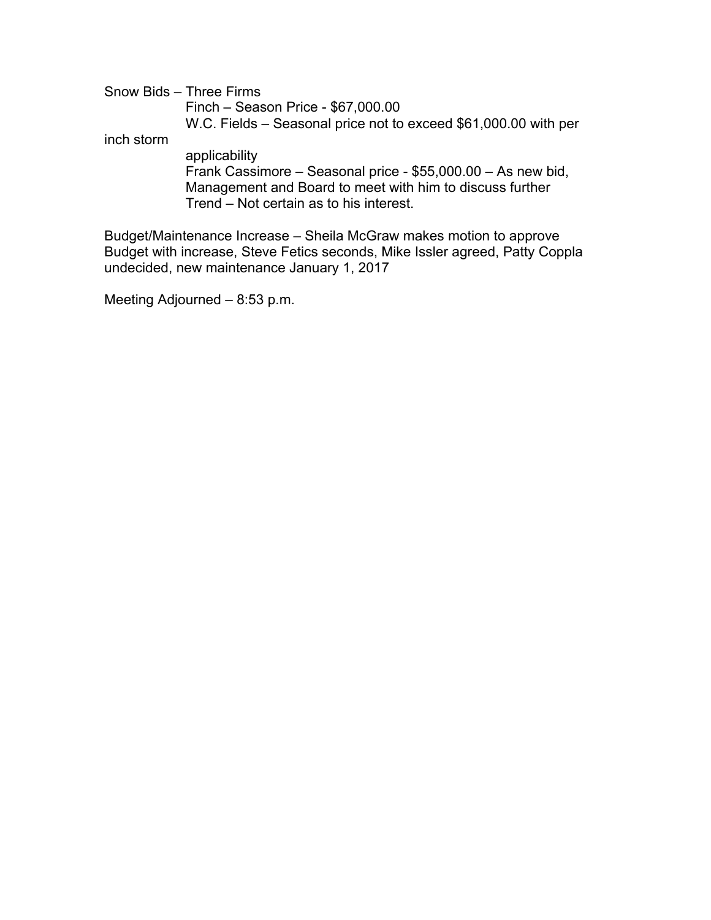Snow Bids – Three Firms

Finch – Season Price - $67,000.00

W.C. Fields – Seasonal price not to exceed $61,000.00 with per inch storm applicability

Frank Cassimore – Seasonal price - $55,000.00 – As new bid, Management and Board to meet with him to discuss further

Trend – Not certain as to his interest.

Budget/Maintenance Increase – Sheila McGraw makes motion to approve Budget with increase, Steve Fetics seconds, Mike Issler agreed, Patty Coppla undecided, new maintenance January 1, 2017

Meeting Adjourned – 8:53 p.m.